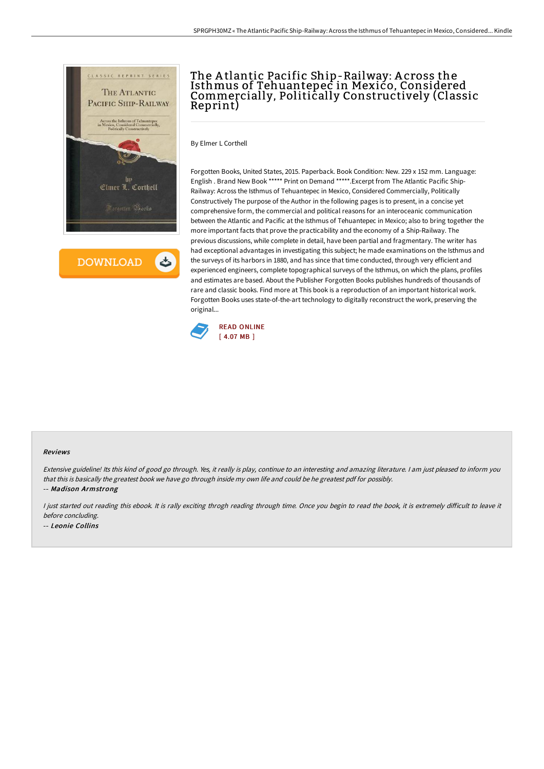# The Atlantic Pacific Ship-Railway: Across the Isthmus of Tehuantepec in Mexico, Considered Commercially, Politically Constructively (Classic Reprint)

By Elmer L Corthell

Forgotten Books, United States, 2015. Paperback. Book Condition: New. 229 x 152 mm. Language: English . Brand New Book ***** Print on Demand *****.Excerpt from The Atlantic Pacific Ship-Railway: Across the Isthmus of Tehuantepec in Mexico, Considered Commercially, Politically Constructively The purpose of the Author in the following pages is to present, in a concise yet comprehensive form, the commercial and political reasons for an interoceanic communication between the Atlantic and Pacific at the Isthmus of Tehuantepec in Mexico; also to bring together the more important facts that prove the practicability and the economy of a Ship-Railway. The previous discussions, while complete in detail, have been partial and fragmentary. The writer has had exceptional advantages in investigating this subject; he made examinations on the Isthmus and the surveys of its harbors in 1880, and has since that time conducted, through very efficient and experienced engineers, complete topographical surveys of the Isthmus, on which the plans, profiles and estimates are based. About the Publisher Forgotten Books publishes hundreds of thousands of rare and classic books. Find more at This book is a reproduction of an important historical work. Forgotten Books uses state-of-the-art technology to digitally reconstruct the work, preserving the original...

READ ONLINE
[ 4.07 MB ]

## Reviews

*Extensive guideline! Its this kind of good go through. Yes, it really is play, continue to an interesting and amazing literature. I am just pleased to inform you that this is basically the greatest book we have go through inside my own life and could be he greatest pdf for possibly.*

-- ***Madison Armstrong***

*I just started out reading this ebook. It is rally exciting throgh reading through time. Once you begin to read the book, it is extremely difficult to leave it before concluding.*

-- ***Leonie Collins***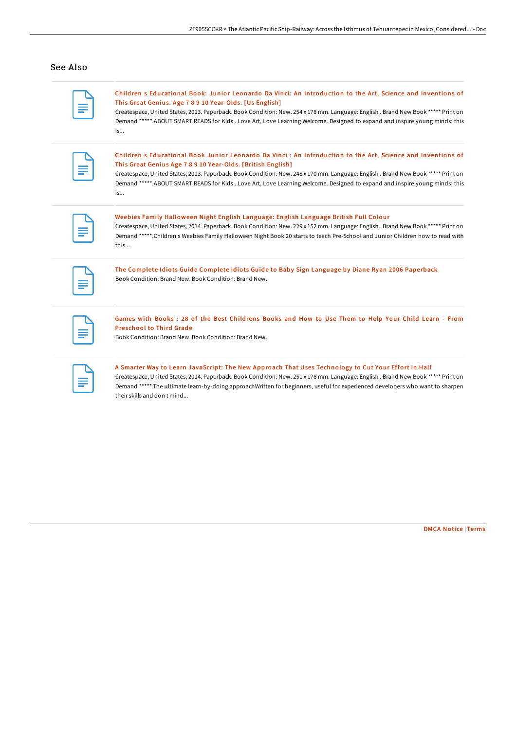## See Also

**Children s Educational Book: Junior Leonardo Da Vinci: An Introduction to the Art, Science and Inventions of This Great Genius. Age 7 8 9 10 Year-Olds. [Us English]**

Createspace, United States, 2013. Paperback. Book Condition: New. 254 x 178 mm. Language: English . Brand New Book ***** Print on Demand *****.ABOUT SMART READS for Kids . Love Art, Love Learning Welcome. Designed to expand and inspire young minds; this is...

**Children s Educational Book Junior Leonardo Da Vinci : An Introduction to the Art, Science and Inventions of This Great Genius Age 7 8 9 10 Year-Olds. [British English]**

Createspace, United States, 2013. Paperback. Book Condition: New. 248 x 170 mm. Language: English . Brand New Book ***** Print on Demand *****.ABOUT SMART READS for Kids . Love Art, Love Learning Welcome. Designed to expand and inspire young minds; this is...

**Weebies Family Halloween Night English Language: English Language British Full Colour**

Createspace, United States, 2014. Paperback. Book Condition: New. 229 x 152 mm. Language: English . Brand New Book ***** Print on Demand *****.Children s Weebies Family Halloween Night Book 20 starts to teach Pre-School and Junior Children how to read with this...

**The Complete Idiots Guide Complete Idiots Guide to Baby Sign Language by Diane Ryan 2006 Paperback**

Book Condition: Brand New. Book Condition: Brand New.

**Games with Books : 28 of the Best Childrens Books and How to Use Them to Help Your Child Learn - From Preschool to Third Grade**

Book Condition: Brand New. Book Condition: Brand New.

**A Smarter Way to Learn JavaScript: The New Approach That Uses Technology to Cut Your Effort in Half**

Createspace, United States, 2014. Paperback. Book Condition: New. 251 x 178 mm. Language: English . Brand New Book ***** Print on Demand *****.The ultimate learn-by-doing approachWritten for beginners, useful for experienced developers who want to sharpen their skills and don t mind...

DMCA Notice | Terms